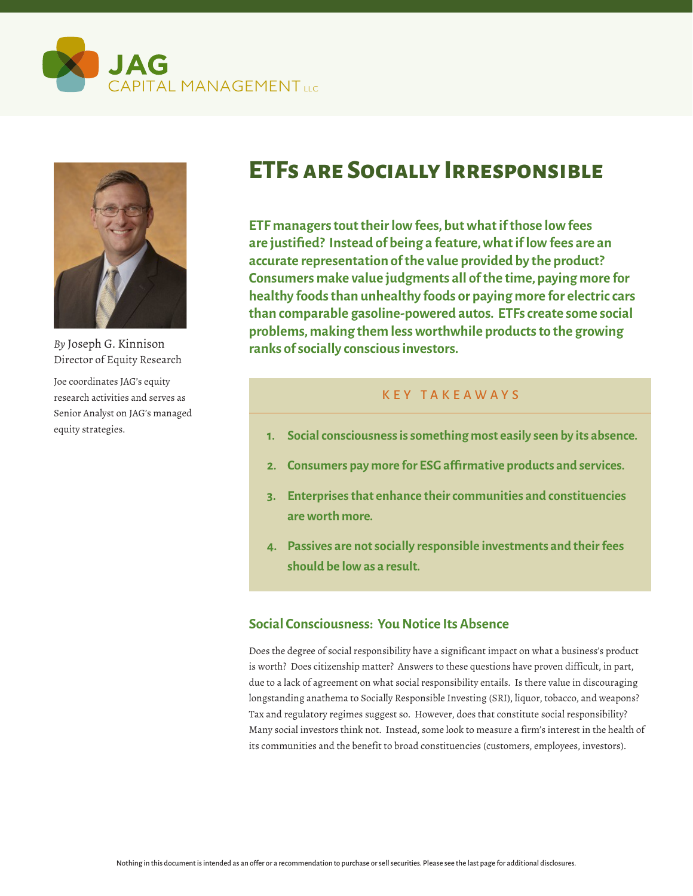JAG CAPITAL MANAGEMENT LLC

# ETFs are Socially Irresponsible

*By* Joseph G. Kinnison
Director of Equity Research

Joe coordinates JAG's equity research activities and serves as Senior Analyst on JAG's managed equity strategies.

**ETF managers tout their low fees, but what if those low fees are justified? Instead of being a feature, what if low fees are an accurate representation of the value provided by the product? Consumers make value judgments all of the time, paying more for healthy foods than unhealthy foods or paying more for electric cars than comparable gasoline-powered autos. ETFs create some social problems, making them less worthwhile products to the growing ranks of socially conscious investors.**

### KEY TAKEAWAYS

1. **Social consciousness is something most easily seen by its absence.**
2. **Consumers pay more for ESG affirmative products and services.**
3. **Enterprises that enhance their communities and constituencies are worth more.**
4. **Passives are not socially responsible investments and their fees should be low as a result.**

## Social Consciousness: You Notice Its Absence

Does the degree of social responsibility have a significant impact on what a business's product is worth? Does citizenship matter? Answers to these questions have proven difficult, in part, due to a lack of agreement on what social responsibility entails. Is there value in discouraging longstanding anathema to Socially Responsible Investing (SRI), liquor, tobacco, and weapons? Tax and regulatory regimes suggest so. However, does that constitute social responsibility? Many social investors think not. Instead, some look to measure a firm's interest in the health of its communities and the benefit to broad constituencies (customers, employees, investors).

Nothing in this document is intended as an offer or a recommendation to purchase or sell securities. Please see the last page for additional disclosures.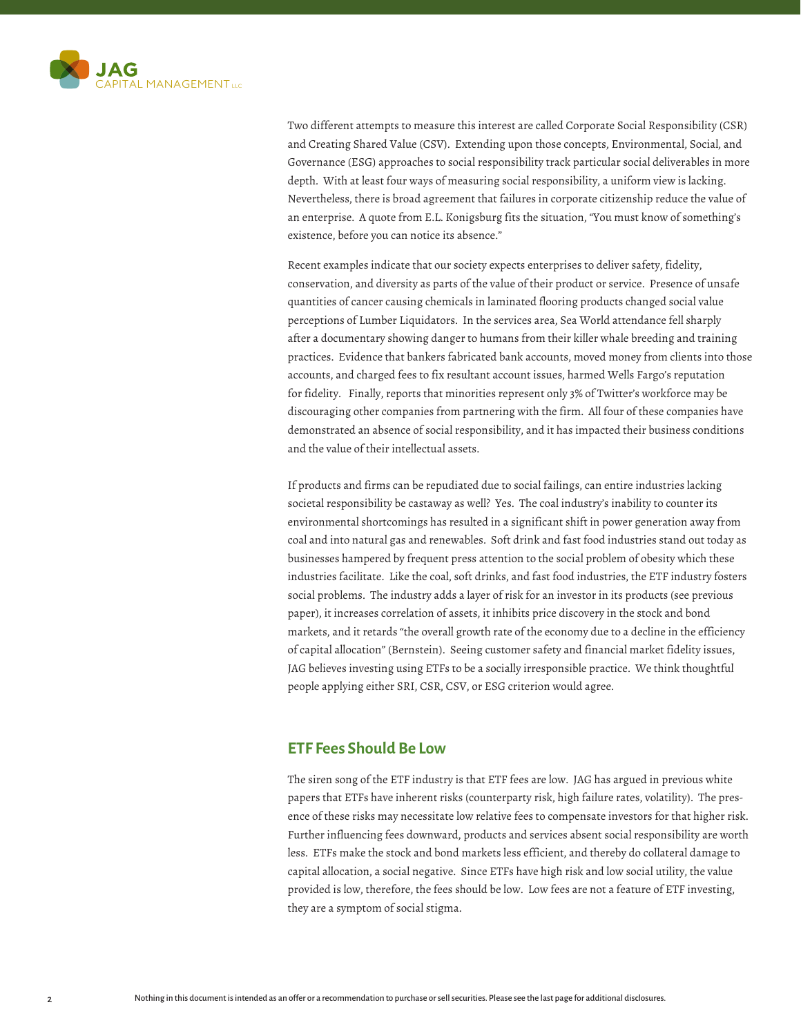Two different attempts to measure this interest are called Corporate Social Responsibility (CSR) and Creating Shared Value (CSV). Extending upon those concepts, Environmental, Social, and Governance (ESG) approaches to social responsibility track particular social deliverables in more depth. With at least four ways of measuring social responsibility, a uniform view is lacking. Nevertheless, there is broad agreement that failures in corporate citizenship reduce the value of an enterprise. A quote from E.L. Konigsburg fits the situation, "You must know of something's existence, before you can notice its absence."

Recent examples indicate that our society expects enterprises to deliver safety, fidelity, conservation, and diversity as parts of the value of their product or service. Presence of unsafe quantities of cancer causing chemicals in laminated flooring products changed social value perceptions of Lumber Liquidators. In the services area, Sea World attendance fell sharply after a documentary showing danger to humans from their killer whale breeding and training practices. Evidence that bankers fabricated bank accounts, moved money from clients into those accounts, and charged fees to fix resultant account issues, harmed Wells Fargo's reputation for fidelity. Finally, reports that minorities represent only 3% of Twitter's workforce may be discouraging other companies from partnering with the firm. All four of these companies have demonstrated an absence of social responsibility, and it has impacted their business conditions and the value of their intellectual assets.

If products and firms can be repudiated due to social failings, can entire industries lacking societal responsibility be castaway as well? Yes. The coal industry's inability to counter its environmental shortcomings has resulted in a significant shift in power generation away from coal and into natural gas and renewables. Soft drink and fast food industries stand out today as businesses hampered by frequent press attention to the social problem of obesity which these industries facilitate. Like the coal, soft drinks, and fast food industries, the ETF industry fosters social problems. The industry adds a layer of risk for an investor in its products (see previous paper), it increases correlation of assets, it inhibits price discovery in the stock and bond markets, and it retards "the overall growth rate of the economy due to a decline in the efficiency of capital allocation" (Bernstein). Seeing customer safety and financial market fidelity issues, JAG believes investing using ETFs to be a socially irresponsible practice. We think thoughtful people applying either SRI, CSR, CSV, or ESG criterion would agree.

## ETF Fees Should Be Low

The siren song of the ETF industry is that ETF fees are low. JAG has argued in previous white papers that ETFs have inherent risks (counterparty risk, high failure rates, volatility). The presence of these risks may necessitate low relative fees to compensate investors for that higher risk. Further influencing fees downward, products and services absent social responsibility are worth less. ETFs make the stock and bond markets less efficient, and thereby do collateral damage to capital allocation, a social negative. Since ETFs have high risk and low social utility, the value provided is low, therefore, the fees should be low. Low fees are not a feature of ETF investing, they are a symptom of social stigma.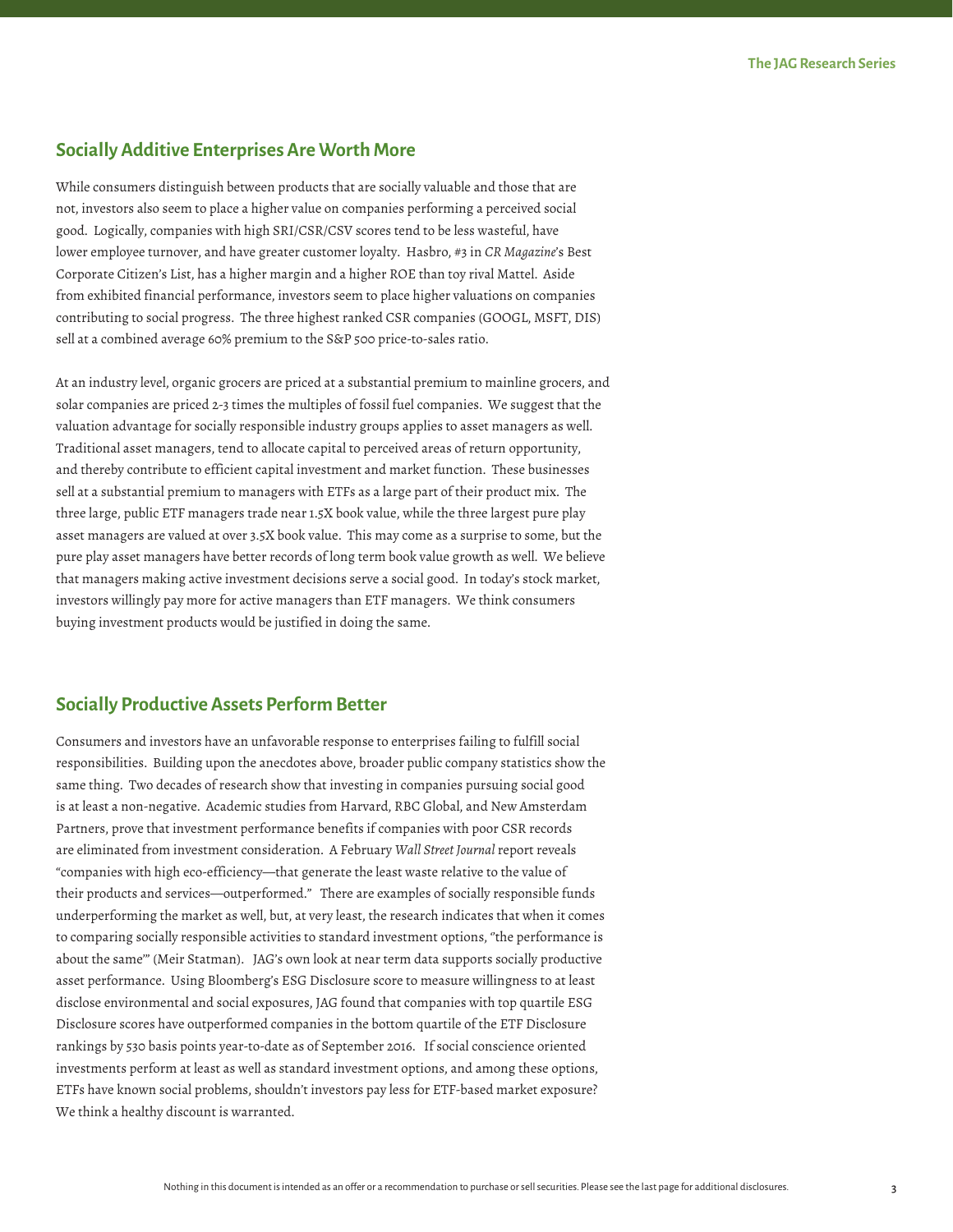## Socially Additive Enterprises Are Worth More

While consumers distinguish between products that are socially valuable and those that are not, investors also seem to place a higher value on companies performing a perceived social good. Logically, companies with high SRI/CSR/CSV scores tend to be less wasteful, have lower employee turnover, and have greater customer loyalty. Hasbro, #3 in *CR Magazine*'s Best Corporate Citizen's List, has a higher margin and a higher ROE than toy rival Mattel. Aside from exhibited financial performance, investors seem to place higher valuations on companies contributing to social progress. The three highest ranked CSR companies (GOOGL, MSFT, DIS) sell at a combined average 60% premium to the S&P 500 price-to-sales ratio.

At an industry level, organic grocers are priced at a substantial premium to mainline grocers, and solar companies are priced 2-3 times the multiples of fossil fuel companies. We suggest that the valuation advantage for socially responsible industry groups applies to asset managers as well. Traditional asset managers, tend to allocate capital to perceived areas of return opportunity, and thereby contribute to efficient capital investment and market function. These businesses sell at a substantial premium to managers with ETFs as a large part of their product mix. The three large, public ETF managers trade near 1.5X book value, while the three largest pure play asset managers are valued at over 3.5X book value. This may come as a surprise to some, but the pure play asset managers have better records of long term book value growth as well. We believe that managers making active investment decisions serve a social good. In today's stock market, investors willingly pay more for active managers than ETF managers. We think consumers buying investment products would be justified in doing the same.

## Socially Productive Assets Perform Better

Consumers and investors have an unfavorable response to enterprises failing to fulfill social responsibilities. Building upon the anecdotes above, broader public company statistics show the same thing. Two decades of research show that investing in companies pursuing social good is at least a non-negative. Academic studies from Harvard, RBC Global, and New Amsterdam Partners, prove that investment performance benefits if companies with poor CSR records are eliminated from investment consideration. A February *Wall Street Journal* report reveals "companies with high eco-efficiency—that generate the least waste relative to the value of their products and services—outperformed." There are examples of socially responsible funds underperforming the market as well, but, at very least, the research indicates that when it comes to comparing socially responsible activities to standard investment options, "the performance is about the same'" (Meir Statman). JAG's own look at near term data supports socially productive asset performance. Using Bloomberg's ESG Disclosure score to measure willingness to at least disclose environmental and social exposures, JAG found that companies with top quartile ESG Disclosure scores have outperformed companies in the bottom quartile of the ETF Disclosure rankings by 530 basis points year-to-date as of September 2016. If social conscience oriented investments perform at least as well as standard investment options, and among these options, ETFs have known social problems, shouldn't investors pay less for ETF-based market exposure? We think a healthy discount is warranted.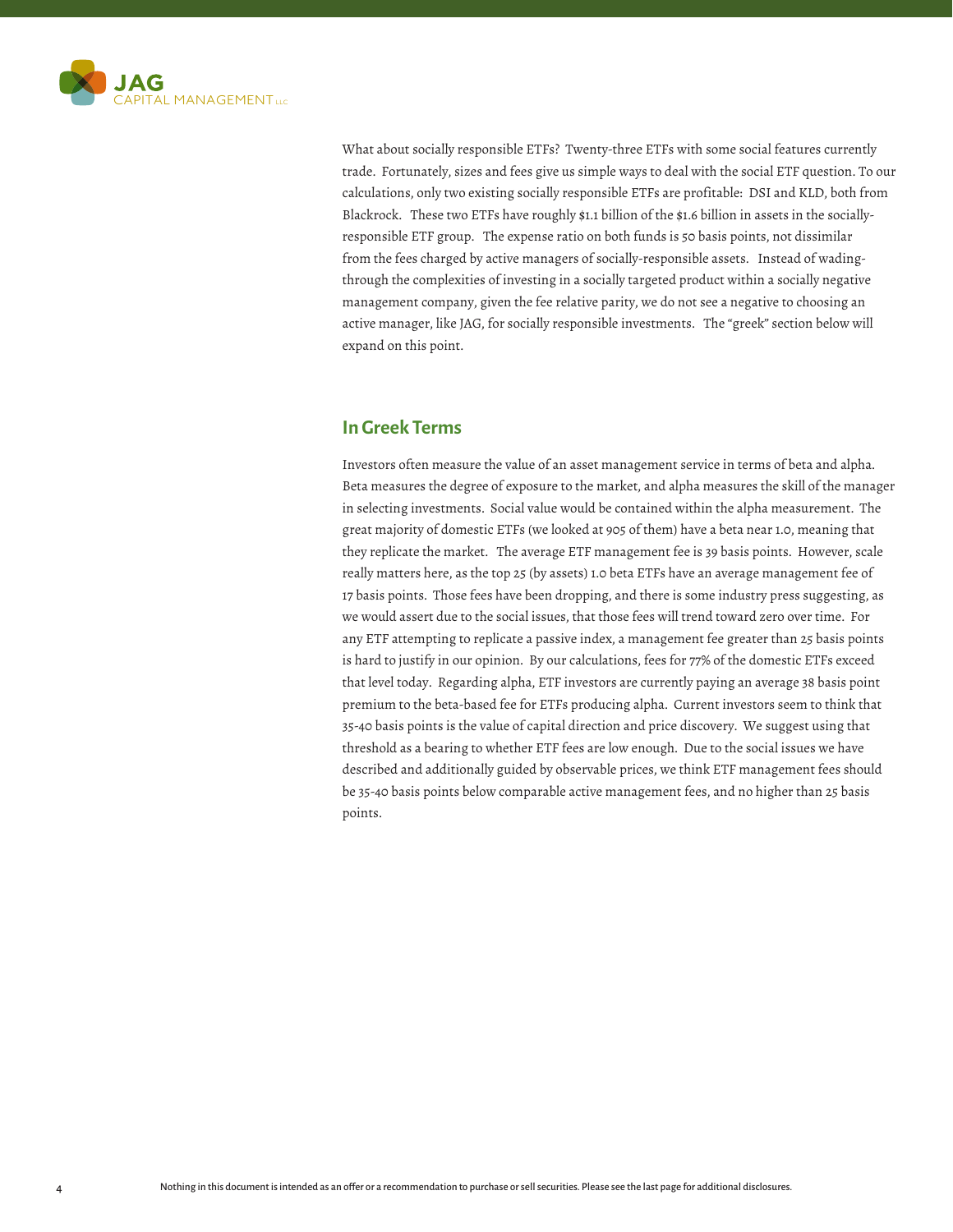What about socially responsible ETFs? Twenty-three ETFs with some social features currently trade. Fortunately, sizes and fees give us simple ways to deal with the social ETF question. To our calculations, only two existing socially responsible ETFs are profitable: DSI and KLD, both from Blackrock. These two ETFs have roughly $1.1 billion of the $1.6 billion in assets in the socially-responsible ETF group. The expense ratio on both funds is 50 basis points, not dissimilar from the fees charged by active managers of socially-responsible assets. Instead of wading-through the complexities of investing in a socially targeted product within a socially negative management company, given the fee relative parity, we do not see a negative to choosing an active manager, like JAG, for socially responsible investments. The "greek" section below will expand on this point.

## In Greek Terms

Investors often measure the value of an asset management service in terms of beta and alpha. Beta measures the degree of exposure to the market, and alpha measures the skill of the manager in selecting investments. Social value would be contained within the alpha measurement. The great majority of domestic ETFs (we looked at 905 of them) have a beta near 1.0, meaning that they replicate the market. The average ETF management fee is 39 basis points. However, scale really matters here, as the top 25 (by assets) 1.0 beta ETFs have an average management fee of 17 basis points. Those fees have been dropping, and there is some industry press suggesting, as we would assert due to the social issues, that those fees will trend toward zero over time. For any ETF attempting to replicate a passive index, a management fee greater than 25 basis points is hard to justify in our opinion. By our calculations, fees for 77% of the domestic ETFs exceed that level today. Regarding alpha, ETF investors are currently paying an average 38 basis point premium to the beta-based fee for ETFs producing alpha. Current investors seem to think that 35-40 basis points is the value of capital direction and price discovery. We suggest using that threshold as a bearing to whether ETF fees are low enough. Due to the social issues we have described and additionally guided by observable prices, we think ETF management fees should be 35-40 basis points below comparable active management fees, and no higher than 25 basis points.

Nothing in this document is intended as an offer or a recommendation to purchase or sell securities. Please see the last page for additional disclosures.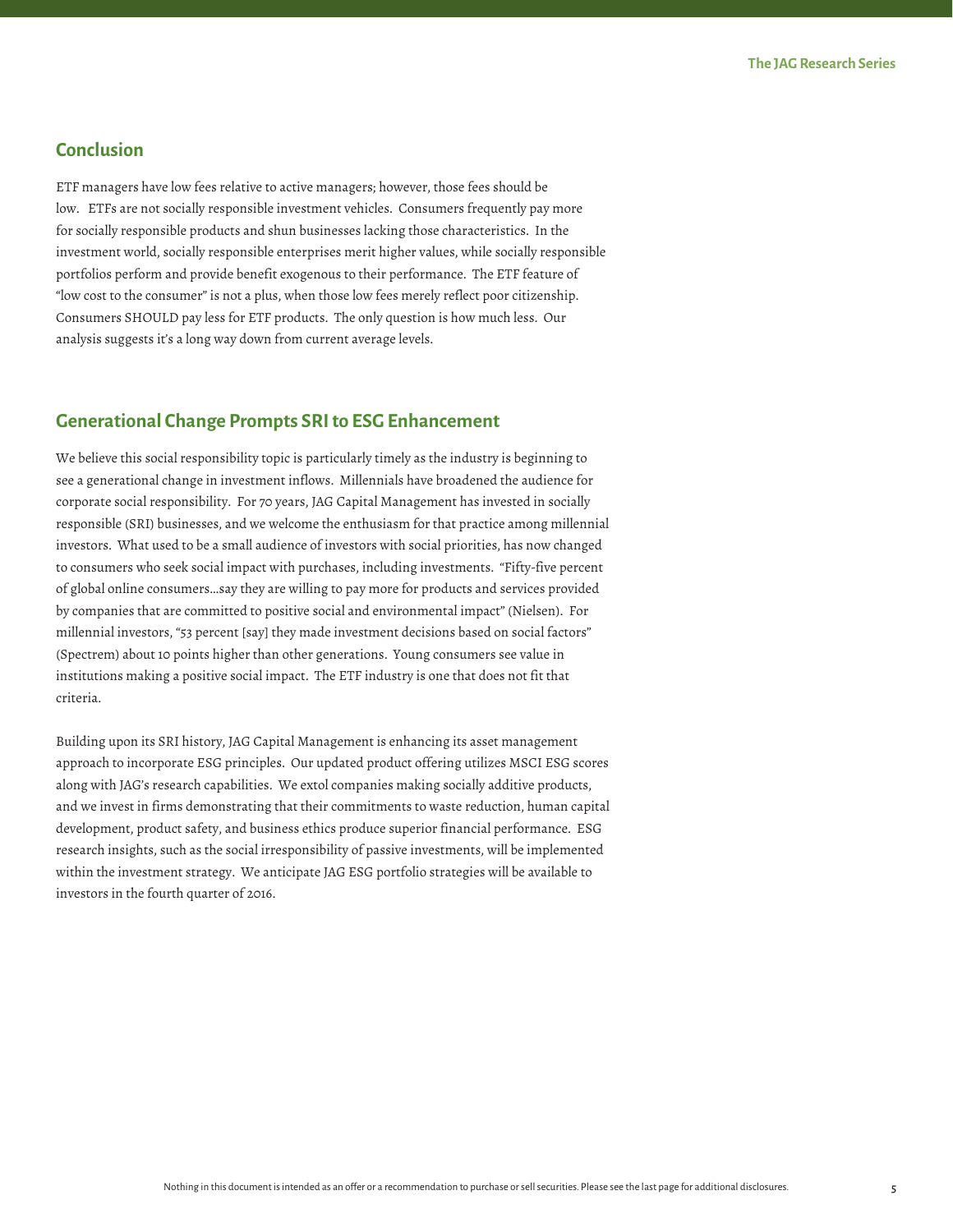## Conclusion

ETF managers have low fees relative to active managers; however, those fees should be low. ETFs are not socially responsible investment vehicles. Consumers frequently pay more for socially responsible products and shun businesses lacking those characteristics. In the investment world, socially responsible enterprises merit higher values, while socially responsible portfolios perform and provide benefit exogenous to their performance. The ETF feature of "low cost to the consumer" is not a plus, when those low fees merely reflect poor citizenship. Consumers SHOULD pay less for ETF products. The only question is how much less. Our analysis suggests it's a long way down from current average levels.

## Generational Change Prompts SRI to ESG Enhancement

We believe this social responsibility topic is particularly timely as the industry is beginning to see a generational change in investment inflows. Millennials have broadened the audience for corporate social responsibility. For 70 years, JAG Capital Management has invested in socially responsible (SRI) businesses, and we welcome the enthusiasm for that practice among millennial investors. What used to be a small audience of investors with social priorities, has now changed to consumers who seek social impact with purchases, including investments. "Fifty-five percent of global online consumers…say they are willing to pay more for products and services provided by companies that are committed to positive social and environmental impact" (Nielsen). For millennial investors, "53 percent [say] they made investment decisions based on social factors" (Spectrem) about 10 points higher than other generations. Young consumers see value in institutions making a positive social impact. The ETF industry is one that does not fit that criteria.

Building upon its SRI history, JAG Capital Management is enhancing its asset management approach to incorporate ESG principles. Our updated product offering utilizes MSCI ESG scores along with JAG's research capabilities. We extol companies making socially additive products, and we invest in firms demonstrating that their commitments to waste reduction, human capital development, product safety, and business ethics produce superior financial performance. ESG research insights, such as the social irresponsibility of passive investments, will be implemented within the investment strategy. We anticipate JAG ESG portfolio strategies will be available to investors in the fourth quarter of 2016.

Nothing in this document is intended as an offer or a recommendation to purchase or sell securities. Please see the last page for additional disclosures.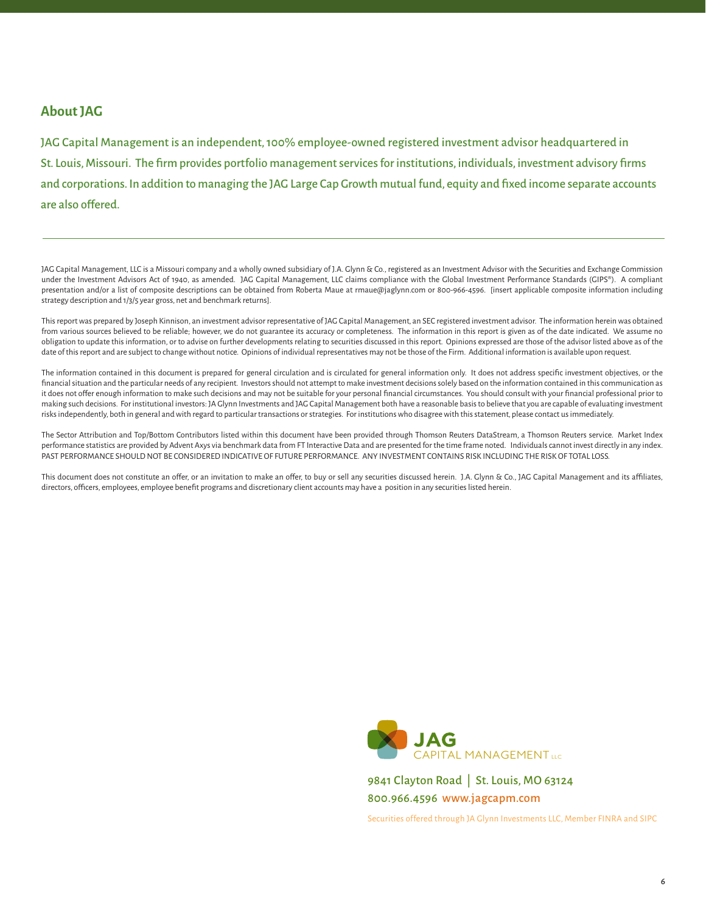## About JAG

JAG Capital Management is an independent, 100% employee-owned registered investment advisor headquartered in St. Louis, Missouri. The firm provides portfolio management services for institutions, individuals, investment advisory firms and corporations. In addition to managing the JAG Large Cap Growth mutual fund, equity and fixed income separate accounts are also offered.

---

JAG Capital Management, LLC is a Missouri company and a wholly owned subsidiary of J.A. Glynn & Co., registered as an Investment Advisor with the Securities and Exchange Commission under the Investment Advisors Act of 1940, as amended. JAG Capital Management, LLC claims compliance with the Global Investment Performance Standards (GIPS®). A compliant presentation and/or a list of composite descriptions can be obtained from Roberta Maue at rmaue@jaglynn.com or 800-966-4596. [insert applicable composite information including strategy description and 1/3/5 year gross, net and benchmark returns].

This report was prepared by Joseph Kinnison, an investment advisor representative of JAG Capital Management, an SEC registered investment advisor. The information herein was obtained from various sources believed to be reliable; however, we do not guarantee its accuracy or completeness. The information in this report is given as of the date indicated. We assume no obligation to update this information, or to advise on further developments relating to securities discussed in this report. Opinions expressed are those of the advisor listed above as of the date of this report and are subject to change without notice. Opinions of individual representatives may not be those of the Firm. Additional information is available upon request.

The information contained in this document is prepared for general circulation and is circulated for general information only. It does not address specific investment objectives, or the financial situation and the particular needs of any recipient. Investors should not attempt to make investment decisions solely based on the information contained in this communication as it does not offer enough information to make such decisions and may not be suitable for your personal financial circumstances. You should consult with your financial professional prior to making such decisions. For institutional investors: JA Glynn Investments and JAG Capital Management both have a reasonable basis to believe that you are capable of evaluating investment risks independently, both in general and with regard to particular transactions or strategies. For institutions who disagree with this statement, please contact us immediately.

The Sector Attribution and Top/Bottom Contributors listed within this document have been provided through Thomson Reuters DataStream, a Thomson Reuters service. Market Index performance statistics are provided by Advent Axys via benchmark data from FT Interactive Data and are presented for the time frame noted. Individuals cannot invest directly in any index. PAST PERFORMANCE SHOULD NOT BE CONSIDERED INDICATIVE OF FUTURE PERFORMANCE. ANY INVESTMENT CONTAINS RISK INCLUDING THE RISK OF TOTAL LOSS.

This document does not constitute an offer, or an invitation to make an offer, to buy or sell any securities discussed herein. J.A. Glynn & Co., JAG Capital Management and its affiliates, directors, officers, employees, employee benefit programs and discretionary client accounts may have a position in any securities listed herein.

JAG CAPITAL MANAGEMENT LLC

9841 Clayton Road | St. Louis, MO 63124

800.966.4596 www.jagcapm.com

Securities offered through JA Glynn Investments LLC, Member FINRA and SIPC